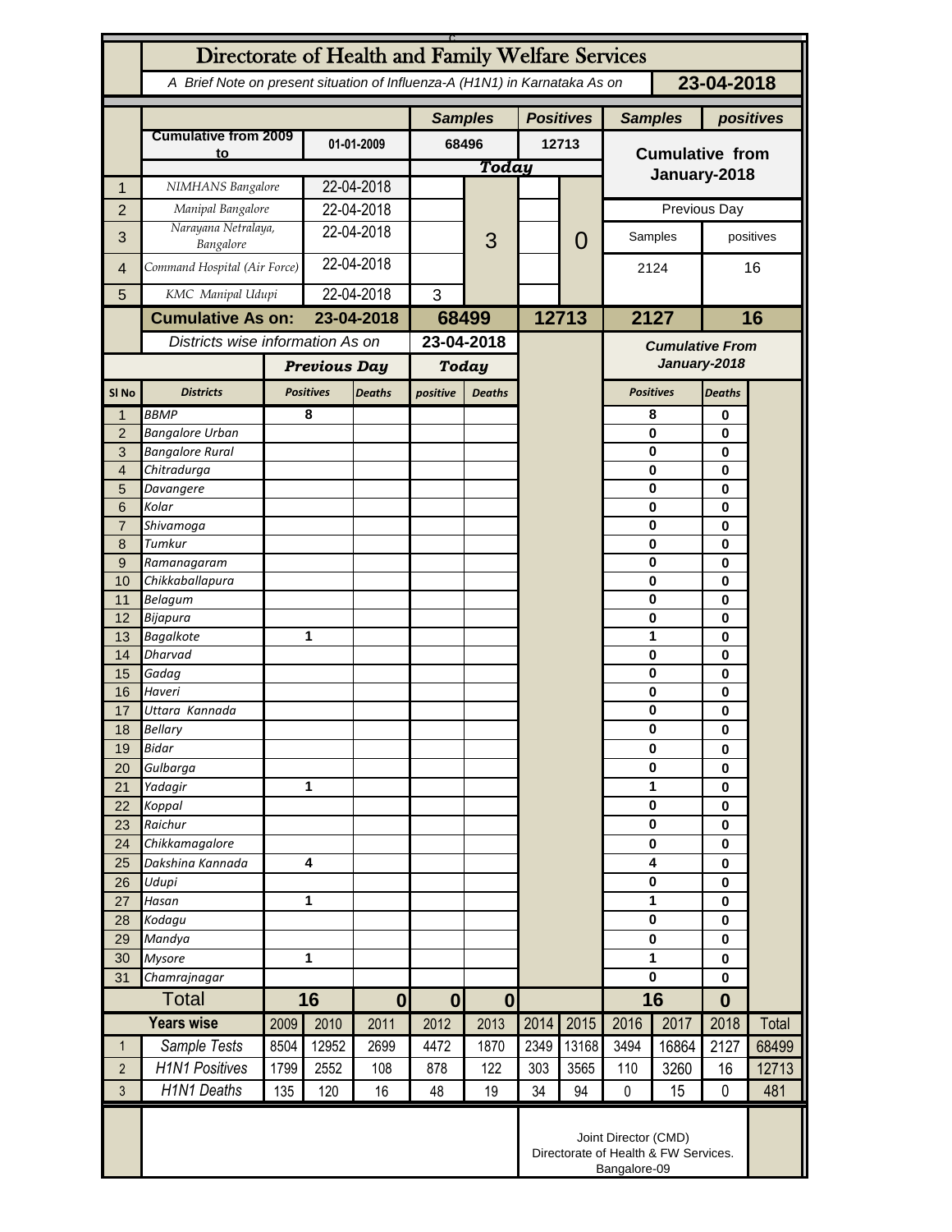# Directorate of Health and Family Welfare Services

*A Brief Note on present situation of Influenza-A (H1N1) in Karnataka As on* **23-04-2018**

| | | | Samples | | Positives | | Samples | positives |
|---|---|---|---|---|---|---|---|---|
| | **Cumulative from 2009 to** | 01-01-2009 | 68496 | | 12713 | | **Cumulative from January-2018** | |
| | | | ***Today*** | | | | | |
| 1 | *NIMHANS Bangalore* | 22-04-2018 | | 3 | | 0 | Previous Day | |
| 2 | *Manipal Bangalore* | 22-04-2018 | | | | | Samples | positives |
| 3 | *Narayana Netralaya, Bangalore* | 22-04-2018 | | | | | 2124 | 16 |
| 4 | *Command Hospital (Air Force)* | 22-04-2018 | | | | | | |
| 5 | *KMC Manipal Udupi* | 22-04-2018 | 3 | | | | | |
| | **Cumulative As on:** | **23-04-2018** | **68499** | | **12713** | | **2127** | **16** |

*Districts wise information As on* **23-04-2018**

| Sl No | Districts | Previous Day Positives | Previous Day Deaths | Today positive | Today Deaths | Cumulative From January-2018 Positives | Cumulative From January-2018 Deaths |
|---|---|---|---|---|---|---|---|
| 1 | *BBMP* | 8 | | | | 8 | 0 |
| 2 | *Bangalore Urban* | | | | | 0 | 0 |
| 3 | *Bangalore Rural* | | | | | 0 | 0 |
| 4 | *Chitradurga* | | | | | 0 | 0 |
| 5 | *Davangere* | | | | | 0 | 0 |
| 6 | *Kolar* | | | | | 0 | 0 |
| 7 | *Shivamoga* | | | | | 0 | 0 |
| 8 | *Tumkur* | | | | | 0 | 0 |
| 9 | *Ramanagaram* | | | | | 0 | 0 |
| 10 | *Chikkaballapura* | | | | | 0 | 0 |
| 11 | *Belagum* | | | | | 0 | 0 |
| 12 | *Bijapura* | | | | | 0 | 0 |
| 13 | *Bagalkote* | 1 | | | | 1 | 0 |
| 14 | *Dharvad* | | | | | 0 | 0 |
| 15 | *Gadag* | | | | | 0 | 0 |
| 16 | *Haveri* | | | | | 0 | 0 |
| 17 | *Uttara Kannada* | | | | | 0 | 0 |
| 18 | *Bellary* | | | | | 0 | 0 |
| 19 | *Bidar* | | | | | 0 | 0 |
| 20 | *Gulbarga* | | | | | 0 | 0 |
| 21 | *Yadagir* | 1 | | | | 1 | 0 |
| 22 | *Koppal* | | | | | 0 | 0 |
| 23 | *Raichur* | | | | | 0 | 0 |
| 24 | *Chikkamagalore* | | | | | 0 | 0 |
| 25 | *Dakshina Kannada* | 4 | | | | 4 | 0 |
| 26 | *Udupi* | | | | | 0 | 0 |
| 27 | *Hasan* | 1 | | | | 1 | 0 |
| 28 | *Kodagu* | | | | | 0 | 0 |
| 29 | *Mandya* | | | | | 0 | 0 |
| 30 | *Mysore* | 1 | | | | 1 | 0 |
| 31 | *Chamrajnagar* | | | | | 0 | 0 |
| | **Total** | **16** | **0** | **0** | **0** | **16** | **0** |

| | Years wise | 2009 | 2010 | 2011 | 2012 | 2013 | 2014 | 2015 | 2016 | 2017 | 2018 | Total |
|---|---|---|---|---|---|---|---|---|---|---|---|---|
| 1 | *Sample Tests* | 8504 | 12952 | 2699 | 4472 | 1870 | 2349 | 13168 | 3494 | 16864 | 2127 | 68499 |
| 2 | *H1N1 Positives* | 1799 | 2552 | 108 | 878 | 122 | 303 | 3565 | 110 | 3260 | 16 | 12713 |
| 3 | *H1N1 Deaths* | 135 | 120 | 16 | 48 | 19 | 34 | 94 | 0 | 15 | 0 | 481 |

Joint Director (CMD)
Directorate of Health & FW Services.
Bangalore-09